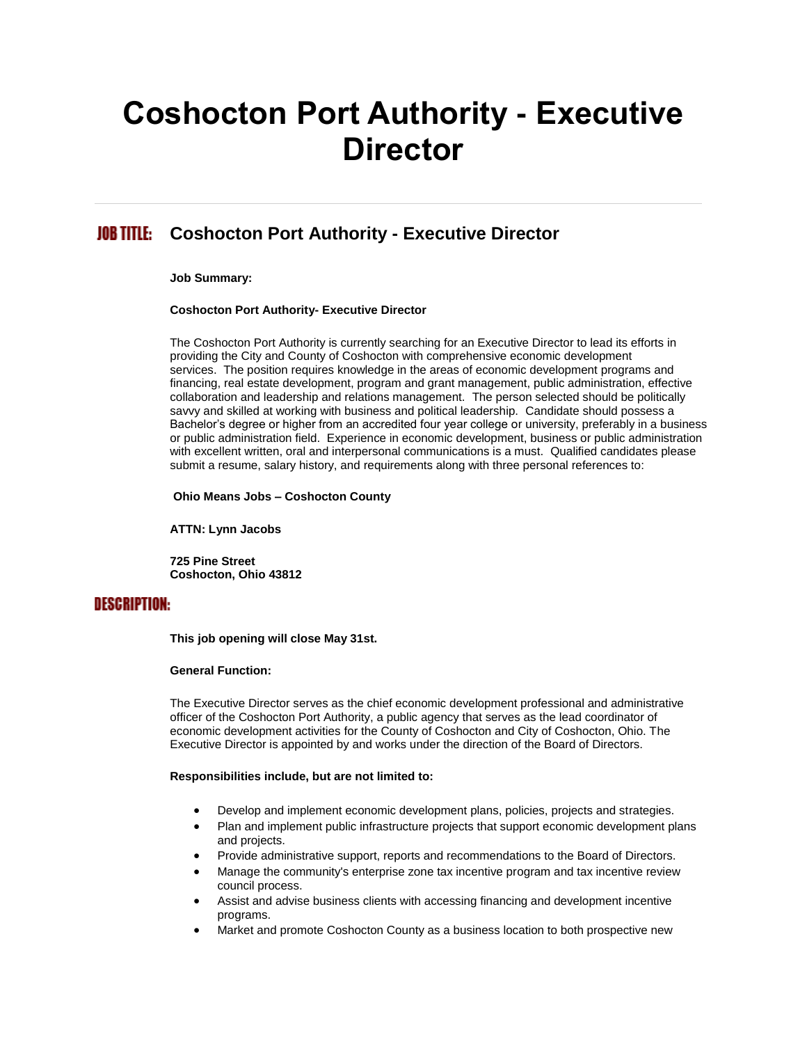# Coshocton Port Authority - Executive Director

## JOB TITLE: Coshocton Port Authority - Executive Director

**Job Summary:**

**Coshocton Port Authority- Executive Director**

The Coshocton Port Authority is currently searching for an Executive Director to lead its efforts in providing the City and County of Coshocton with comprehensive economic development services. The position requires knowledge in the areas of economic development programs and financing, real estate development, program and grant management, public administration, effective collaboration and leadership and relations management. The person selected should be politically savvy and skilled at working with business and political leadership. Candidate should possess a Bachelor's degree or higher from an accredited four year college or university, preferably in a business or public administration field. Experience in economic development, business or public administration with excellent written, oral and interpersonal communications is a must. Qualified candidates please submit a resume, salary history, and requirements along with three personal references to:

**Ohio Means Jobs – Coshocton County**

**ATTN: Lynn Jacobs**

**725 Pine Street**
**Coshocton, Ohio 43812**

## DESCRIPTION:

**This job opening will close May 31st.**

**General Function:**

The Executive Director serves as the chief economic development professional and administrative officer of the Coshocton Port Authority, a public agency that serves as the lead coordinator of economic development activities for the County of Coshocton and City of Coshocton, Ohio. The Executive Director is appointed by and works under the direction of the Board of Directors.

**Responsibilities include, but are not limited to:**

- Develop and implement economic development plans, policies, projects and strategies.
- Plan and implement public infrastructure projects that support economic development plans and projects.
- Provide administrative support, reports and recommendations to the Board of Directors.
- Manage the community's enterprise zone tax incentive program and tax incentive review council process.
- Assist and advise business clients with accessing financing and development incentive programs.
- Market and promote Coshocton County as a business location to both prospective new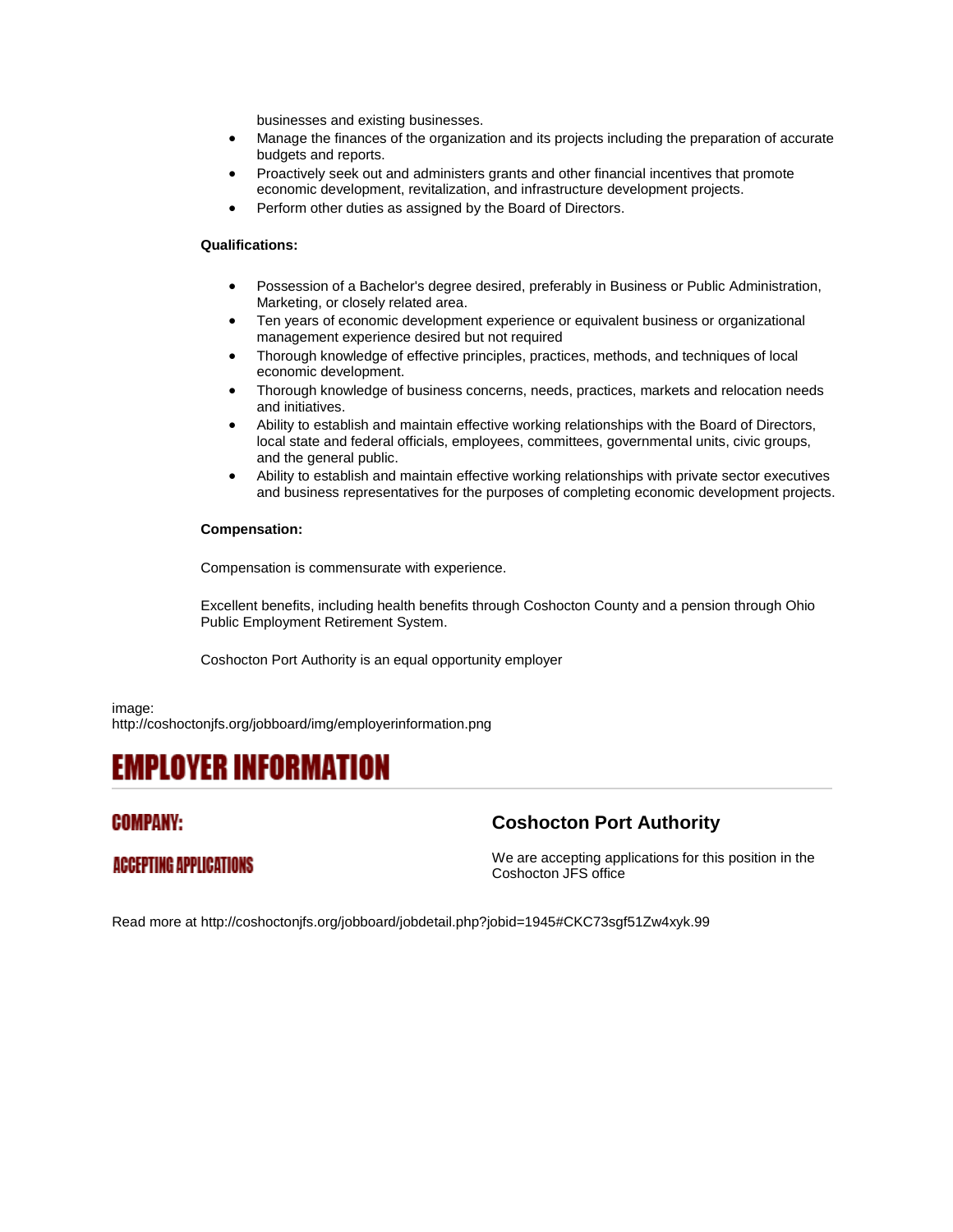businesses and existing businesses.

- Manage the finances of the organization and its projects including the preparation of accurate budgets and reports.
- Proactively seek out and administers grants and other financial incentives that promote economic development, revitalization, and infrastructure development projects.
- Perform other duties as assigned by the Board of Directors.

**Qualifications:**

- Possession of a Bachelor's degree desired, preferably in Business or Public Administration, Marketing, or closely related area.
- Ten years of economic development experience or equivalent business or organizational management experience desired but not required
- Thorough knowledge of effective principles, practices, methods, and techniques of local economic development.
- Thorough knowledge of business concerns, needs, practices, markets and relocation needs and initiatives.
- Ability to establish and maintain effective working relationships with the Board of Directors, local state and federal officials, employees, committees, governmental units, civic groups, and the general public.
- Ability to establish and maintain effective working relationships with private sector executives and business representatives for the purposes of completing economic development projects.

**Compensation:**

Compensation is commensurate with experience.

Excellent benefits, including health benefits through Coshocton County and a pension through Ohio Public Employment Retirement System.

Coshocton Port Authority is an equal opportunity employer

image:
http://coshoctonjfs.org/jobboard/img/employerinformation.png

# EMPLOYER INFORMATION

**COMPANY:** Coshocton Port Authority

**ACCEPTING APPLICATIONS** We are accepting applications for this position in the Coshocton JFS office

Read more at http://coshoctonjfs.org/jobboard/jobdetail.php?jobid=1945#CKC73sgf51Zw4xyk.99